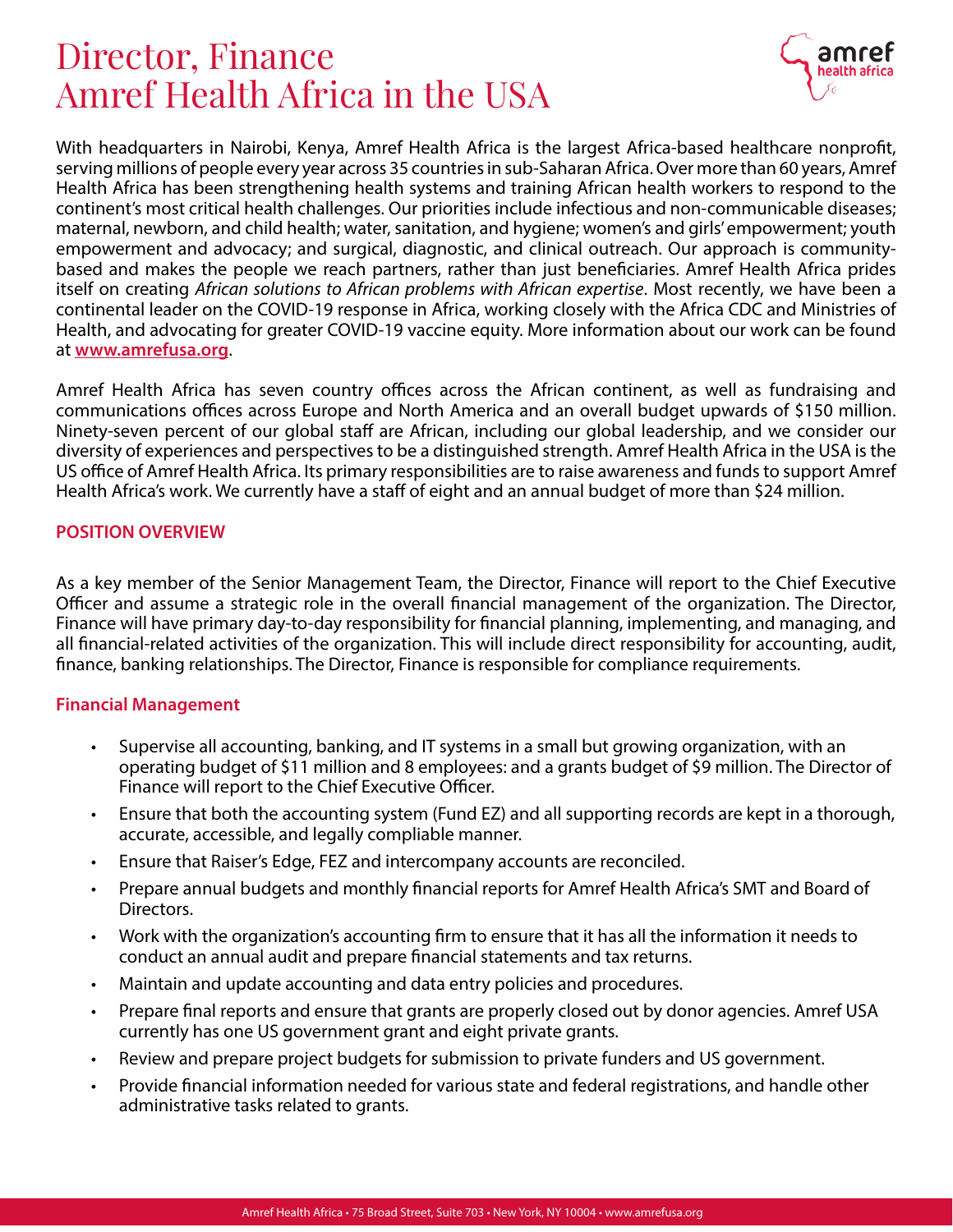# Director, Finance
# Amref Health Africa in the USA

With headquarters in Nairobi, Kenya, Amref Health Africa is the largest Africa-based healthcare nonprofit, serving millions of people every year across 35 countries in sub-Saharan Africa. Over more than 60 years, Amref Health Africa has been strengthening health systems and training African health workers to respond to the continent's most critical health challenges. Our priorities include infectious and non-communicable diseases; maternal, newborn, and child health; water, sanitation, and hygiene; women's and girls' empowerment; youth empowerment and advocacy; and surgical, diagnostic, and clinical outreach. Our approach is community-based and makes the people we reach partners, rather than just beneficiaries. Amref Health Africa prides itself on creating *African solutions to African problems with African expertise*. Most recently, we have been a continental leader on the COVID-19 response in Africa, working closely with the Africa CDC and Ministries of Health, and advocating for greater COVID-19 vaccine equity. More information about our work can be found at **www.amrefusa.org**.

Amref Health Africa has seven country offices across the African continent, as well as fundraising and communications offices across Europe and North America and an overall budget upwards of $150 million. Ninety-seven percent of our global staff are African, including our global leadership, and we consider our diversity of experiences and perspectives to be a distinguished strength. Amref Health Africa in the USA is the US office of Amref Health Africa. Its primary responsibilities are to raise awareness and funds to support Amref Health Africa's work. We currently have a staff of eight and an annual budget of more than $24 million.

## POSITION OVERVIEW

As a key member of the Senior Management Team, the Director, Finance will report to the Chief Executive Officer and assume a strategic role in the overall financial management of the organization. The Director, Finance will have primary day-to-day responsibility for financial planning, implementing, and managing, and all financial-related activities of the organization. This will include direct responsibility for accounting, audit, finance, banking relationships. The Director, Finance is responsible for compliance requirements.

### Financial Management

- Supervise all accounting, banking, and IT systems in a small but growing organization, with an operating budget of $11 million and 8 employees: and a grants budget of $9 million. The Director of Finance will report to the Chief Executive Officer.
- Ensure that both the accounting system (Fund EZ) and all supporting records are kept in a thorough, accurate, accessible, and legally compliable manner.
- Ensure that Raiser's Edge, FEZ and intercompany accounts are reconciled.
- Prepare annual budgets and monthly financial reports for Amref Health Africa's SMT and Board of Directors.
- Work with the organization's accounting firm to ensure that it has all the information it needs to conduct an annual audit and prepare financial statements and tax returns.
- Maintain and update accounting and data entry policies and procedures.
- Prepare final reports and ensure that grants are properly closed out by donor agencies. Amref USA currently has one US government grant and eight private grants.
- Review and prepare project budgets for submission to private funders and US government.
- Provide financial information needed for various state and federal registrations, and handle other administrative tasks related to grants.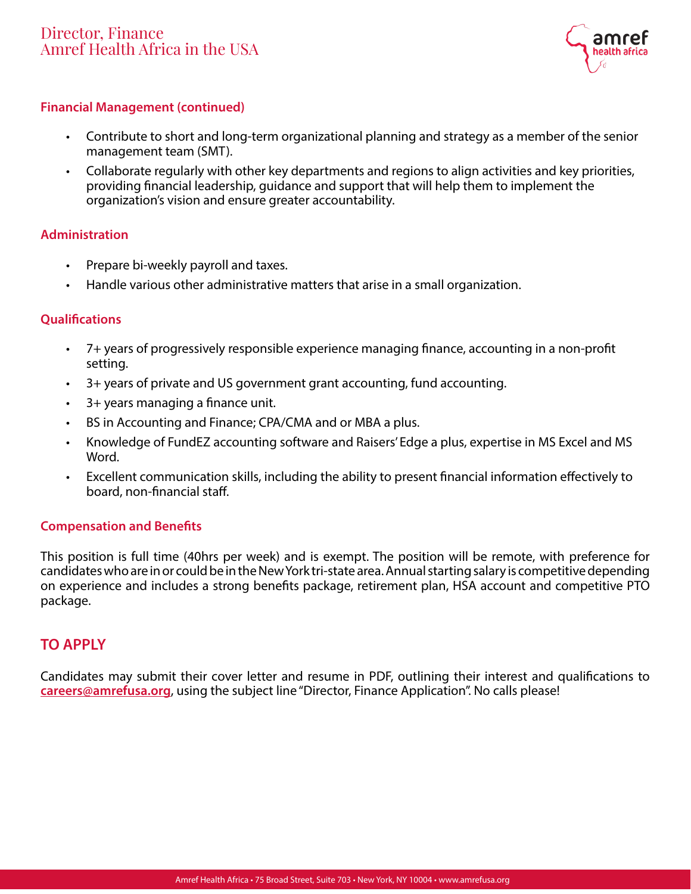### Financial Management (continued)

- Contribute to short and long-term organizational planning and strategy as a member of the senior management team (SMT).
- Collaborate regularly with other key departments and regions to align activities and key priorities, providing financial leadership, guidance and support that will help them to implement the organization's vision and ensure greater accountability.

### Administration

- Prepare bi-weekly payroll and taxes.
- Handle various other administrative matters that arise in a small organization.

### Qualifications

- 7+ years of progressively responsible experience managing finance, accounting in a non-profit setting.
- 3+ years of private and US government grant accounting, fund accounting.
- 3+ years managing a finance unit.
- BS in Accounting and Finance; CPA/CMA and or MBA a plus.
- Knowledge of FundEZ accounting software and Raisers' Edge a plus, expertise in MS Excel and MS Word.
- Excellent communication skills, including the ability to present financial information effectively to board, non-financial staff.

### Compensation and Benefits

This position is full time (40hrs per week) and is exempt. The position will be remote, with preference for candidates who are in or could be in the New York tri-state area. Annual starting salary is competitive depending on experience and includes a strong benefits package, retirement plan, HSA account and competitive PTO package.

## TO APPLY

Candidates may submit their cover letter and resume in PDF, outlining their interest and qualifications to **careers@amrefusa.org**, using the subject line "Director, Finance Application". No calls please!